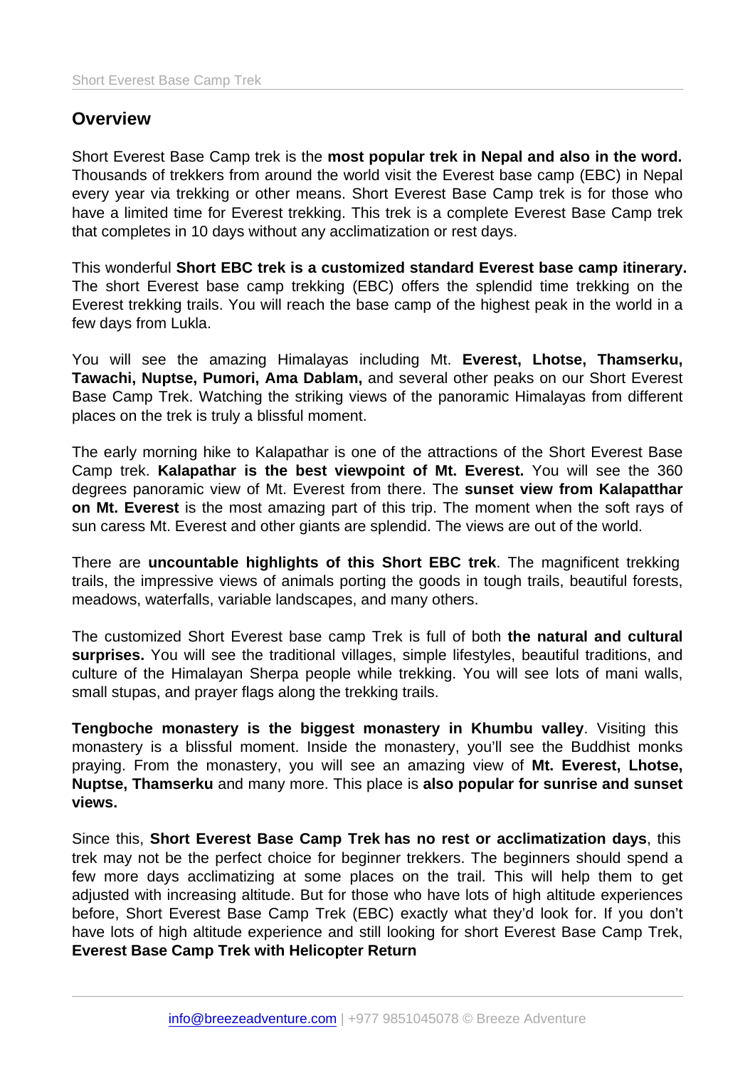## Overview

Short Everest Base Camp trek is the **most popular trek in Nepal and also in the word.** Thousands of trekkers from around the world visit the Everest base camp (EBC) in Nepal every year via trekking or other means. Short Everest Base Camp trek is for those who have a limited time for Everest trekking. This trek is a complete Everest Base Camp trek that completes in 10 days without any acclimatization or rest days.

This wonderful **Short EBC trek is a customized standard Everest base camp itinerary.** The short Everest base camp trekking (EBC) offers the splendid time trekking on the Everest trekking trails. You will reach the base camp of the highest peak in the world in a few days from Lukla.

You will see the amazing Himalayas including Mt. **Everest, Lhotse, Thamserku, Tawachi, Nuptse, Pumori, Ama Dablam,** and several other peaks on our Short Everest Base Camp Trek. Watching the striking views of the panoramic Himalayas from different places on the trek is truly a blissful moment.

The early morning hike to Kalapathar is one of the attractions of the Short Everest Base Camp trek. **Kalapathar is the best viewpoint of Mt. Everest.** You will see the 360 degrees panoramic view of Mt. Everest from there. The **sunset view from Kalapatthar on Mt. Everest** is the most amazing part of this trip. The moment when the soft rays of sun caress Mt. Everest and other giants are splendid. The views are out of the world.

There are **uncountable highlights of this Short EBC trek**. The magnificent trekking trails, the impressive views of animals porting the goods in tough trails, beautiful forests, meadows, waterfalls, variable landscapes, and many others.

The customized Short Everest base camp Trek is full of both **the natural and cultural surprises.** You will see the traditional villages, simple lifestyles, beautiful traditions, and culture of the Himalayan Sherpa people while trekking. You will see lots of mani walls, small stupas, and prayer flags along the trekking trails.

**Tengboche monastery is the biggest monastery in Khumbu valley**. Visiting this monastery is a blissful moment. Inside the monastery, you'll see the Buddhist monks praying. From the monastery, you will see an amazing view of **Mt. Everest, Lhotse, Nuptse, Thamserku** and many more. This place is **also popular for sunrise and sunset views.**

Since this, **Short Everest Base Camp Trek has no rest or acclimatization days**, this trek may not be the perfect choice for beginner trekkers. The beginners should spend a few more days acclimatizing at some places on the trail. This will help them to get adjusted with increasing altitude. But for those who have lots of high altitude experiences before, Short Everest Base Camp Trek (EBC) exactly what they'd look for. If you don't have lots of high altitude experience and still looking for short Everest Base Camp Trek, **Everest Base Camp Trek with Helicopter Return**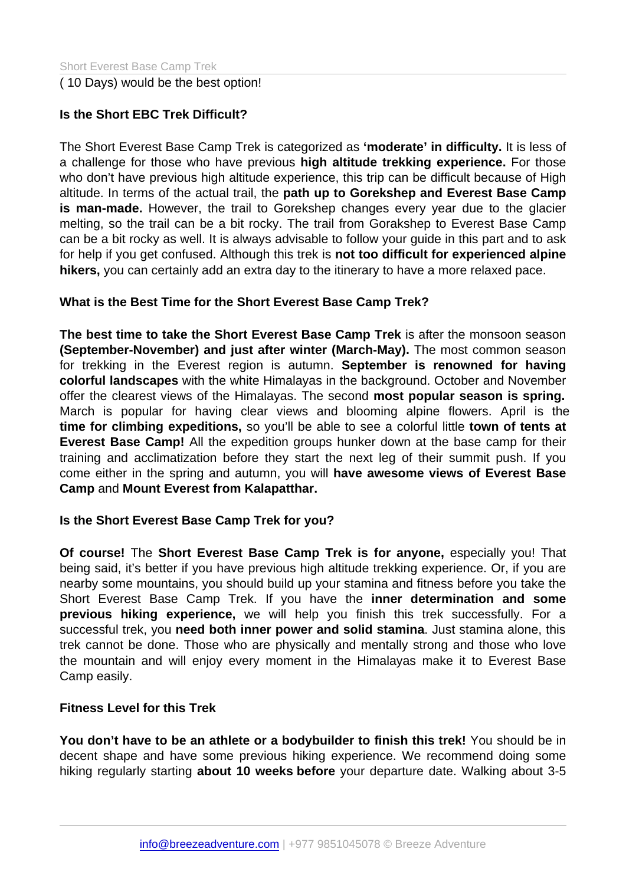( 10 Days) would be the best option!

**Is the Short EBC Trek Difficult?**

The Short Everest Base Camp Trek is categorized as **'moderate' in difficulty.** It is less of a challenge for those who have previous **high altitude trekking experience.** For those who don't have previous high altitude experience, this trip can be difficult because of High altitude. In terms of the actual trail, the **path up to Gorekshep and Everest Base Camp is man-made.** However, the trail to Gorekshep changes every year due to the glacier melting, so the trail can be a bit rocky. The trail from Gorakshep to Everest Base Camp can be a bit rocky as well. It is always advisable to follow your guide in this part and to ask for help if you get confused. Although this trek is **not too difficult for experienced alpine hikers,** you can certainly add an extra day to the itinerary to have a more relaxed pace.

**What is the Best Time for the Short Everest Base Camp Trek?**

**The best time to take the Short Everest Base Camp Trek** is after the monsoon season **(September-November) and just after winter (March-May).** The most common season for trekking in the Everest region is autumn. **September is renowned for having colorful landscapes** with the white Himalayas in the background. October and November offer the clearest views of the Himalayas. The second **most popular season is spring.** March is popular for having clear views and blooming alpine flowers. April is the **time for climbing expeditions,** so you'll be able to see a colorful little **town of tents at Everest Base Camp!** All the expedition groups hunker down at the base camp for their training and acclimatization before they start the next leg of their summit push. If you come either in the spring and autumn, you will **have awesome views of Everest Base Camp** and **Mount Everest from Kalapatthar.**

**Is the Short Everest Base Camp Trek for you?**

**Of course!** The **Short Everest Base Camp Trek is for anyone,** especially you! That being said, it's better if you have previous high altitude trekking experience. Or, if you are nearby some mountains, you should build up your stamina and fitness before you take the Short Everest Base Camp Trek. If you have the **inner determination and some previous hiking experience,** we will help you finish this trek successfully. For a successful trek, you **need both inner power and solid stamina**. Just stamina alone, this trek cannot be done. Those who are physically and mentally strong and those who love the mountain and will enjoy every moment in the Himalayas make it to Everest Base Camp easily.

**Fitness Level for this Trek**

**You don't have to be an athlete or a bodybuilder to finish this trek!** You should be in decent shape and have some previous hiking experience. We recommend doing some hiking regularly starting **about 10 weeks before** your departure date. Walking about 3-5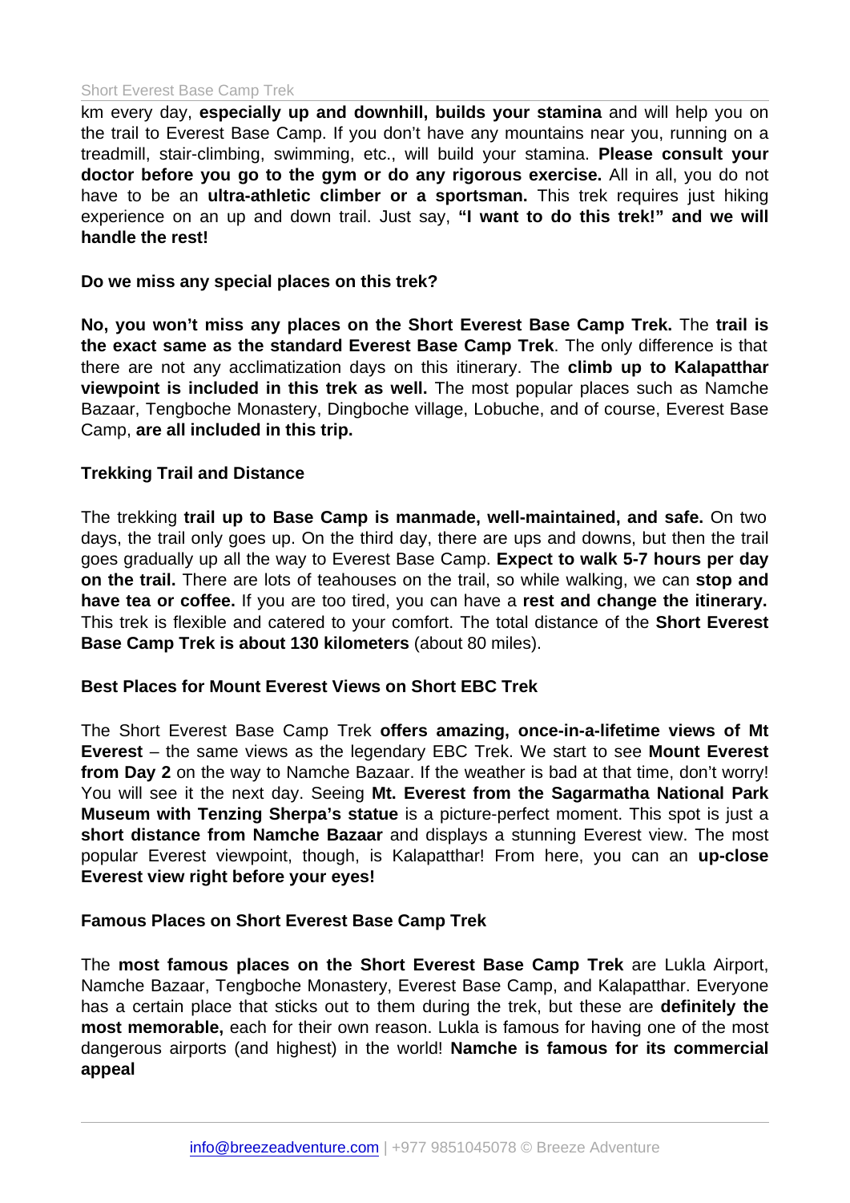km every day, **especially up and downhill, builds your stamina** and will help you on the trail to Everest Base Camp. If you don't have any mountains near you, running on a treadmill, stair-climbing, swimming, etc., will build your stamina. **Please consult your doctor before you go to the gym or do any rigorous exercise.** All in all, you do not have to be an **ultra-athletic climber or a sportsman.** This trek requires just hiking experience on an up and down trail. Just say, **"I want to do this trek!" and we will handle the rest!**

**Do we miss any special places on this trek?**

**No, you won't miss any places on the Short Everest Base Camp Trek.** The **trail is the exact same as the standard Everest Base Camp Trek**. The only difference is that there are not any acclimatization days on this itinerary. The **climb up to Kalapatthar viewpoint is included in this trek as well.** The most popular places such as Namche Bazaar, Tengboche Monastery, Dingboche village, Lobuche, and of course, Everest Base Camp, **are all included in this trip.**

**Trekking Trail and Distance**

The trekking **trail up to Base Camp is manmade, well-maintained, and safe.** On two days, the trail only goes up. On the third day, there are ups and downs, but then the trail goes gradually up all the way to Everest Base Camp. **Expect to walk 5-7 hours per day on the trail.** There are lots of teahouses on the trail, so while walking, we can **stop and have tea or coffee.** If you are too tired, you can have a **rest and change the itinerary.** This trek is flexible and catered to your comfort. The total distance of the **Short Everest Base Camp Trek is about 130 kilometers** (about 80 miles).

**Best Places for Mount Everest Views on Short EBC Trek**

The Short Everest Base Camp Trek **offers amazing, once-in-a-lifetime views of Mt Everest** – the same views as the legendary EBC Trek. We start to see **Mount Everest from Day 2** on the way to Namche Bazaar. If the weather is bad at that time, don't worry! You will see it the next day. Seeing **Mt. Everest from the Sagarmatha National Park Museum with Tenzing Sherpa's statue** is a picture-perfect moment. This spot is just a **short distance from Namche Bazaar** and displays a stunning Everest view. The most popular Everest viewpoint, though, is Kalapatthar! From here, you can an **up-close Everest view right before your eyes!**

**Famous Places on Short Everest Base Camp Trek**

The **most famous places on the Short Everest Base Camp Trek** are Lukla Airport, Namche Bazaar, Tengboche Monastery, Everest Base Camp, and Kalapatthar. Everyone has a certain place that sticks out to them during the trek, but these are **definitely the most memorable,** each for their own reason. Lukla is famous for having one of the most dangerous airports (and highest) in the world! **Namche is famous for its commercial appeal**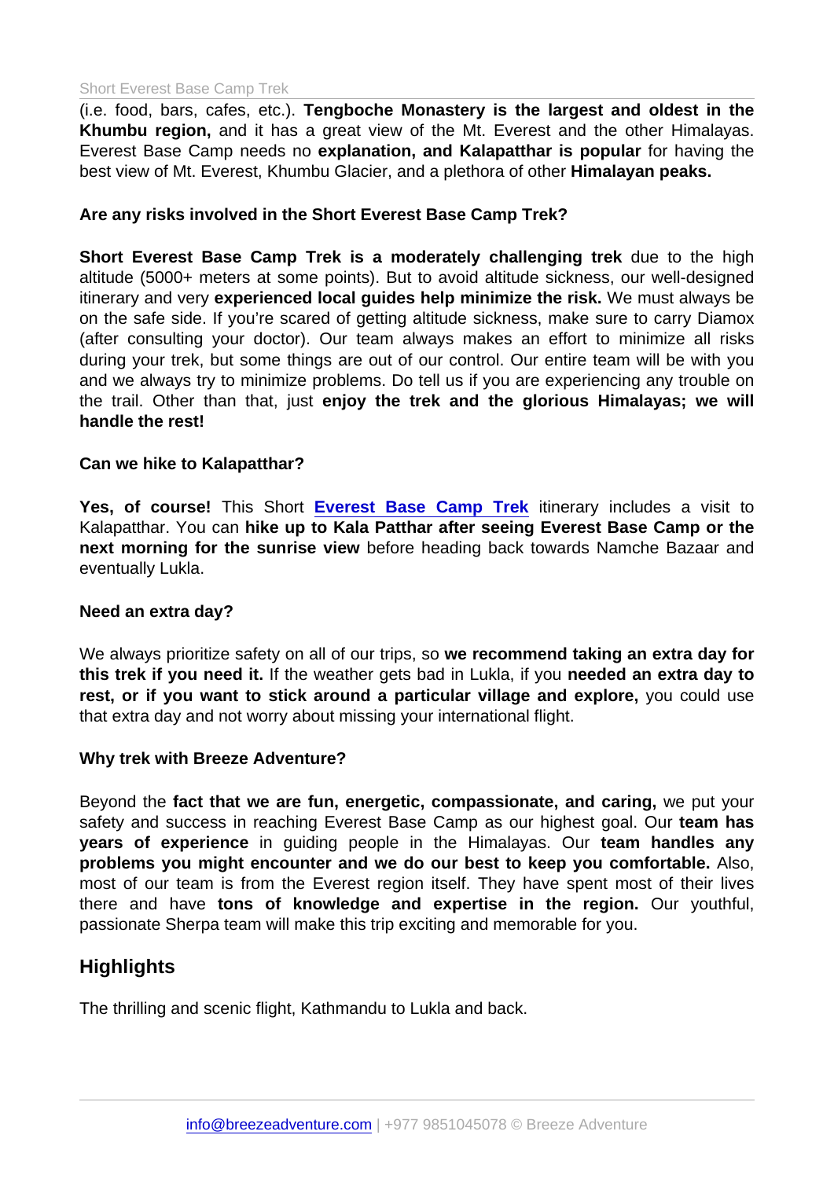(i.e. food, bars, cafes, etc.). **Tengboche Monastery is the largest and oldest in the Khumbu region,** and it has a great view of the Mt. Everest and the other Himalayas. Everest Base Camp needs no **explanation, and Kalapatthar is popular** for having the best view of Mt. Everest, Khumbu Glacier, and a plethora of other **Himalayan peaks.**

**Are any risks involved in the Short Everest Base Camp Trek?**

**Short Everest Base Camp Trek is a moderately challenging trek** due to the high altitude (5000+ meters at some points). But to avoid altitude sickness, our well-designed itinerary and very **experienced local guides help minimize the risk.** We must always be on the safe side. If you're scared of getting altitude sickness, make sure to carry Diamox (after consulting your doctor). Our team always makes an effort to minimize all risks during your trek, but some things are out of our control. Our entire team will be with you and we always try to minimize problems. Do tell us if you are experiencing any trouble on the trail. Other than that, just **enjoy the trek and the glorious Himalayas; we will handle the rest!**

**Can we hike to Kalapatthar?**

**Yes, of course!** This Short [Everest Base Camp Trek](#) itinerary includes a visit to Kalapatthar. You can **hike up to Kala Patthar after seeing Everest Base Camp or the next morning for the sunrise view** before heading back towards Namche Bazaar and eventually Lukla.

**Need an extra day?**

We always prioritize safety on all of our trips, so **we recommend taking an extra day for this trek if you need it.** If the weather gets bad in Lukla, if you **needed an extra day to rest, or if you want to stick around a particular village and explore,** you could use that extra day and not worry about missing your international flight.

**Why trek with Breeze Adventure?**

Beyond the **fact that we are fun, energetic, compassionate, and caring,** we put your safety and success in reaching Everest Base Camp as our highest goal. Our **team has years of experience** in guiding people in the Himalayas. Our **team handles any problems you might encounter and we do our best to keep you comfortable.** Also, most of our team is from the Everest region itself. They have spent most of their lives there and have **tons of knowledge and expertise in the region.** Our youthful, passionate Sherpa team will make this trip exciting and memorable for you.

## Highlights

The thrilling and scenic flight, Kathmandu to Lukla and back.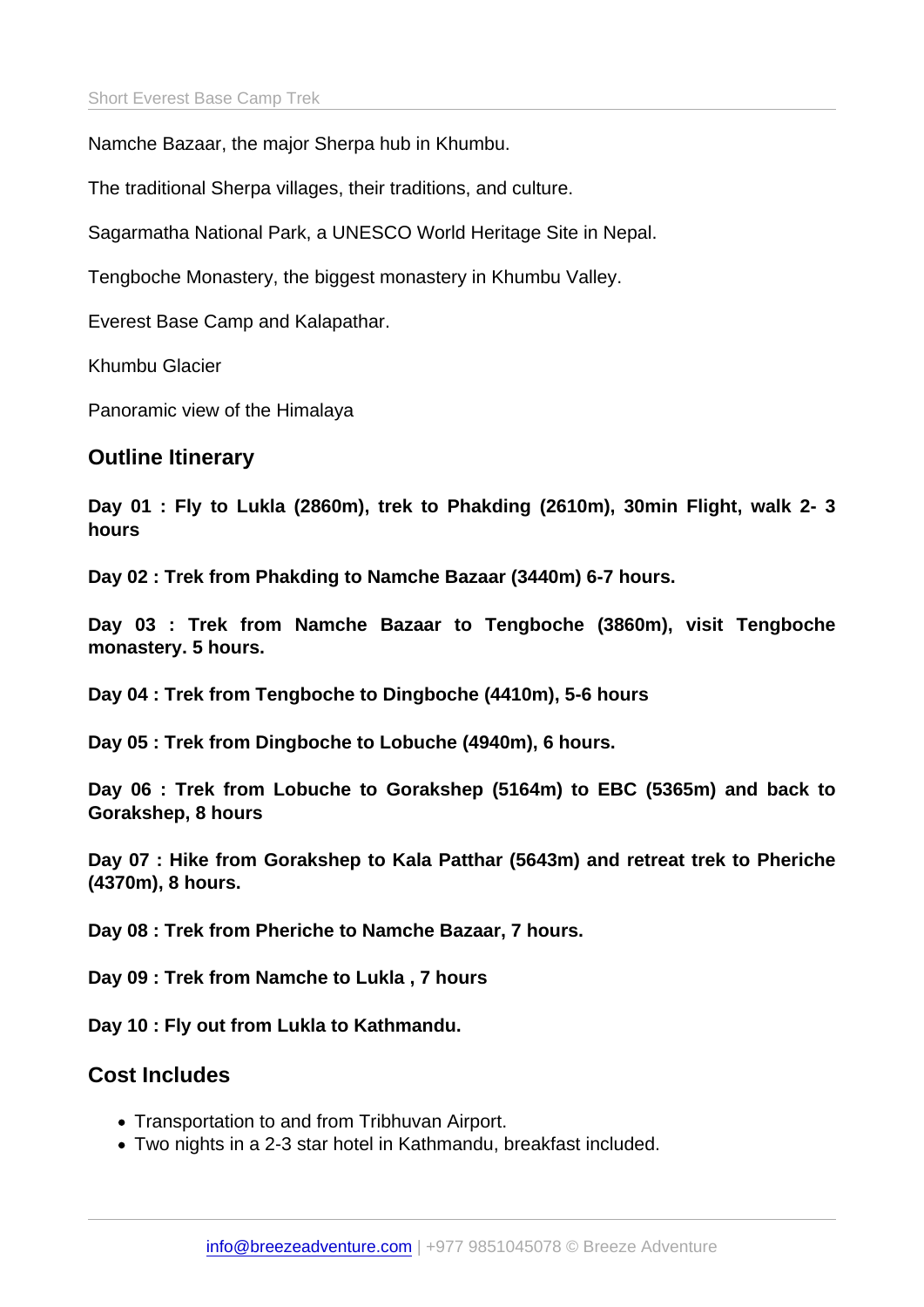Namche Bazaar, the major Sherpa hub in Khumbu.

The traditional Sherpa villages, their traditions, and culture.

Sagarmatha National Park, a UNESCO World Heritage Site in Nepal.

Tengboche Monastery, the biggest monastery in Khumbu Valley.

Everest Base Camp and Kalapathar.

Khumbu Glacier

Panoramic view of the Himalaya

## Outline Itinerary

**Day 01 : Fly to Lukla (2860m), trek to Phakding (2610m), 30min Flight, walk 2- 3 hours**

**Day 02 : Trek from Phakding to Namche Bazaar (3440m) 6-7 hours.**

**Day 03 : Trek from Namche Bazaar to Tengboche (3860m), visit Tengboche monastery. 5 hours.**

**Day 04 : Trek from Tengboche to Dingboche (4410m), 5-6 hours**

**Day 05 : Trek from Dingboche to Lobuche (4940m), 6 hours.**

**Day 06 : Trek from Lobuche to Gorakshep (5164m) to EBC (5365m) and back to Gorakshep, 8 hours**

**Day 07 : Hike from Gorakshep to Kala Patthar (5643m) and retreat trek to Pheriche (4370m), 8 hours.**

**Day 08 : Trek from Pheriche to Namche Bazaar, 7 hours.**

**Day 09 : Trek from Namche to Lukla , 7 hours**

**Day 10 : Fly out from Lukla to Kathmandu.**

## Cost Includes

- Transportation to and from Tribhuvan Airport.
- Two nights in a 2-3 star hotel in Kathmandu, breakfast included.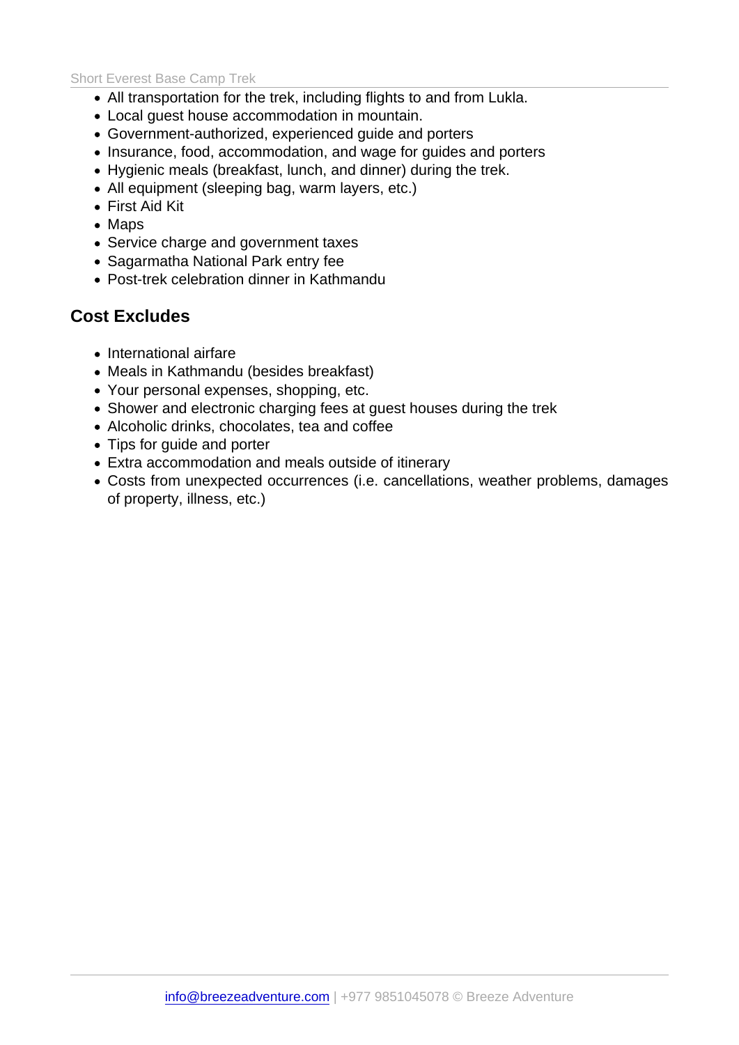- All transportation for the trek, including flights to and from Lukla.
- Local guest house accommodation in mountain.
- Government-authorized, experienced guide and porters
- Insurance, food, accommodation, and wage for guides and porters
- Hygienic meals (breakfast, lunch, and dinner) during the trek.
- All equipment (sleeping bag, warm layers, etc.)
- First Aid Kit
- Maps
- Service charge and government taxes
- Sagarmatha National Park entry fee
- Post-trek celebration dinner in Kathmandu

## Cost Excludes

- International airfare
- Meals in Kathmandu (besides breakfast)
- Your personal expenses, shopping, etc.
- Shower and electronic charging fees at guest houses during the trek
- Alcoholic drinks, chocolates, tea and coffee
- Tips for guide and porter
- Extra accommodation and meals outside of itinerary
- Costs from unexpected occurrences (i.e. cancellations, weather problems, damages of property, illness, etc.)